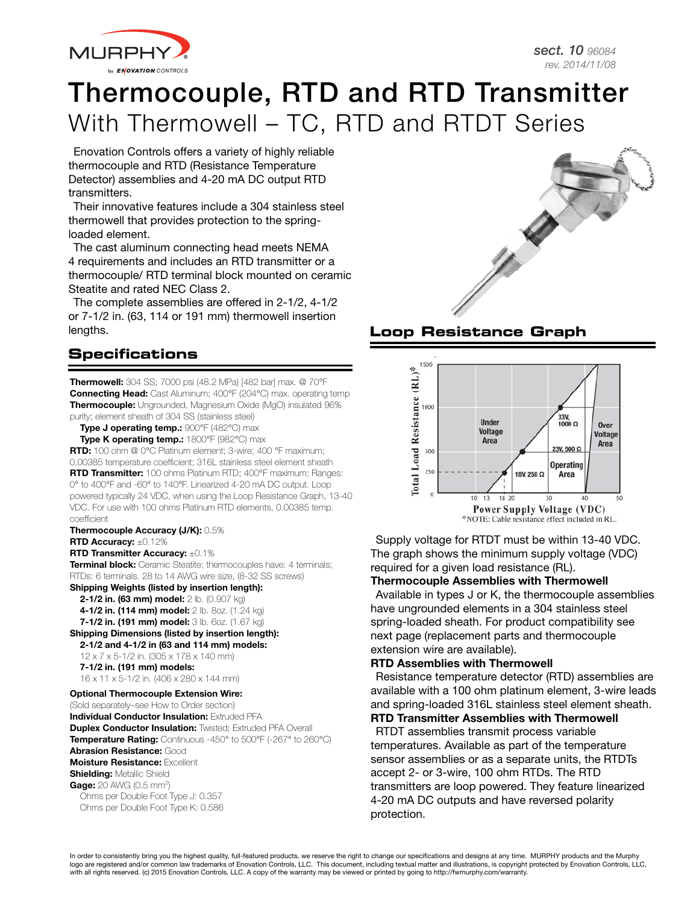sect. 10 96084
rev. 2014/11/08

# Thermocouple, RTD and RTD Transmitter

## With Thermowell – TC, RTD and RTDT Series

Enovation Controls offers a variety of highly reliable thermocouple and RTD (Resistance Temperature Detector) assemblies and 4-20 mA DC output RTD transmitters.

Their innovative features include a 304 stainless steel thermowell that provides protection to the spring-loaded element.

The cast aluminum connecting head meets NEMA 4 requirements and includes an RTD transmitter or a thermocouple/ RTD terminal block mounted on ceramic Steatite and rated NEC Class 2.

The complete assemblies are offered in 2-1/2, 4-1/2 or 7-1/2 in. (63, 114 or 191 mm) thermowell insertion lengths.

## Specifications

**Thermowell:** 304 SS; 7000 psi (48.2 MPa) [482 bar] max. @ 70°F
**Connecting Head:** Cast Aluminum; 400°F (204°C) max. operating temp
**Thermocouple:** Ungrounded, Magnesium Oxide (MgO) insulated 96% purity; element sheath of 304 SS (stainless steel)
**Type J operating temp.:** 900°F (482°C) max
**Type K operating temp.:** 1800°F (982°C) max
**RTD:** 100 ohm @ 0°C Platinum element; 3-wire; 400 °F maximum; 0.00385 temperature coefficient; 316L stainless steel element sheath
**RTD Transmitter:** 100 ohms Platinum RTD; 400°F maximum; Ranges: 0° to 400°F and -60° to 140°F. Linearized 4-20 mA DC output. Loop powered typically 24 VDC, when using the Loop Resistance Graph, 13-40 VDC. For use with 100 ohms Platinum RTD elements, 0.00385 temp. coefficient
**Thermocouple Accuracy (J/K):** 0.5%
**RTD Accuracy:** ±0.12%
**RTD Transmitter Accuracy:** ±0.1%
**Terminal block:** Ceramic Steatite; thermocouples have: 4 terminals; RTDs: 6 terminals. 28 to 14 AWG wire size, (8-32 SS screws)
**Shipping Weights (listed by insertion length):**
**2-1/2 in. (63 mm) model:** 2 lb. (0.907 kg)
**4-1/2 in. (114 mm) model:** 2 lb. 8oz. (1.24 kg)
**7-1/2 in. (191 mm) model:** 3 lb. 6oz. (1.67 kg)
**Shipping Dimensions (listed by insertion length):**
**2-1/2 and 4-1/2 in (63 and 114 mm) models:**
12 x 7 x 5-1/2 in. (305 x 178 x 140 mm)
**7-1/2 in. (191 mm) models:**
16 x 11 x 5-1/2 in. (406 x 280 x 144 mm)

**Optional Thermocouple Extension Wire:**
(Sold separately–see How to Order section)
**Individual Conductor Insulation:** Extruded PFA
**Duplex Conductor Insulation:** Twisted; Extruded PFA Overall
**Temperature Rating:** Continuous -450° to 500°F (-267° to 260°C)
**Abrasion Resistance:** Good
**Moisture Resistance:** Excellent
**Shielding:** Metallic Shield
**Gage:** 20 AWG (0.5 mm$^2$)
Ohms per Double Foot Type J: 0.357
Ohms per Double Foot Type K: 0.586

## Loop Resistance Graph

Total Load Resistance (RL)* vs. Power Supply Voltage (VDC): Under Voltage Area; Operating Area; Over Voltage Area; points 18V, 250 Ω; 23V, 500 Ω; 33V, 1000 Ω.

*NOTE: Cable resistance effect included in RL.

Supply voltage for RTDT must be within 13-40 VDC. The graph shows the minimum supply voltage (VDC) required for a given load resistance (RL).

**Thermocouple Assemblies with Thermowell**

Available in types J or K, the thermocouple assemblies have ungrounded elements in a 304 stainless steel spring-loaded sheath. For product compatibility see next page (replacement parts and thermocouple extension wire are available).

**RTD Assemblies with Thermowell**

Resistance temperature detector (RTD) assemblies are available with a 100 ohm platinum element, 3-wire leads and spring-loaded 316L stainless steel element sheath.

**RTD Transmitter Assemblies with Thermowell**

RTDT assemblies transmit process variable temperatures. Available as part of the temperature sensor assemblies or as a separate units, the RTDTs accept 2- or 3-wire, 100 ohm RTDs. The RTD transmitters are loop powered. They feature linearized 4-20 mA DC outputs and have reversed polarity protection.

In order to consistently bring you the highest quality, full-featured products, we reserve the right to change our specifications and designs at any time. MURPHY products and the Murphy logo are registered and/or common law trademarks of Enovation Controls, LLC. This document, including textual matter and illustrations, is copyright protected by Enovation Controls, LLC, with all rights reserved. (c) 2015 Enovation Controls, LLC. A copy of the warranty may be viewed or printed by going to http://fwmurphy.com/warranty.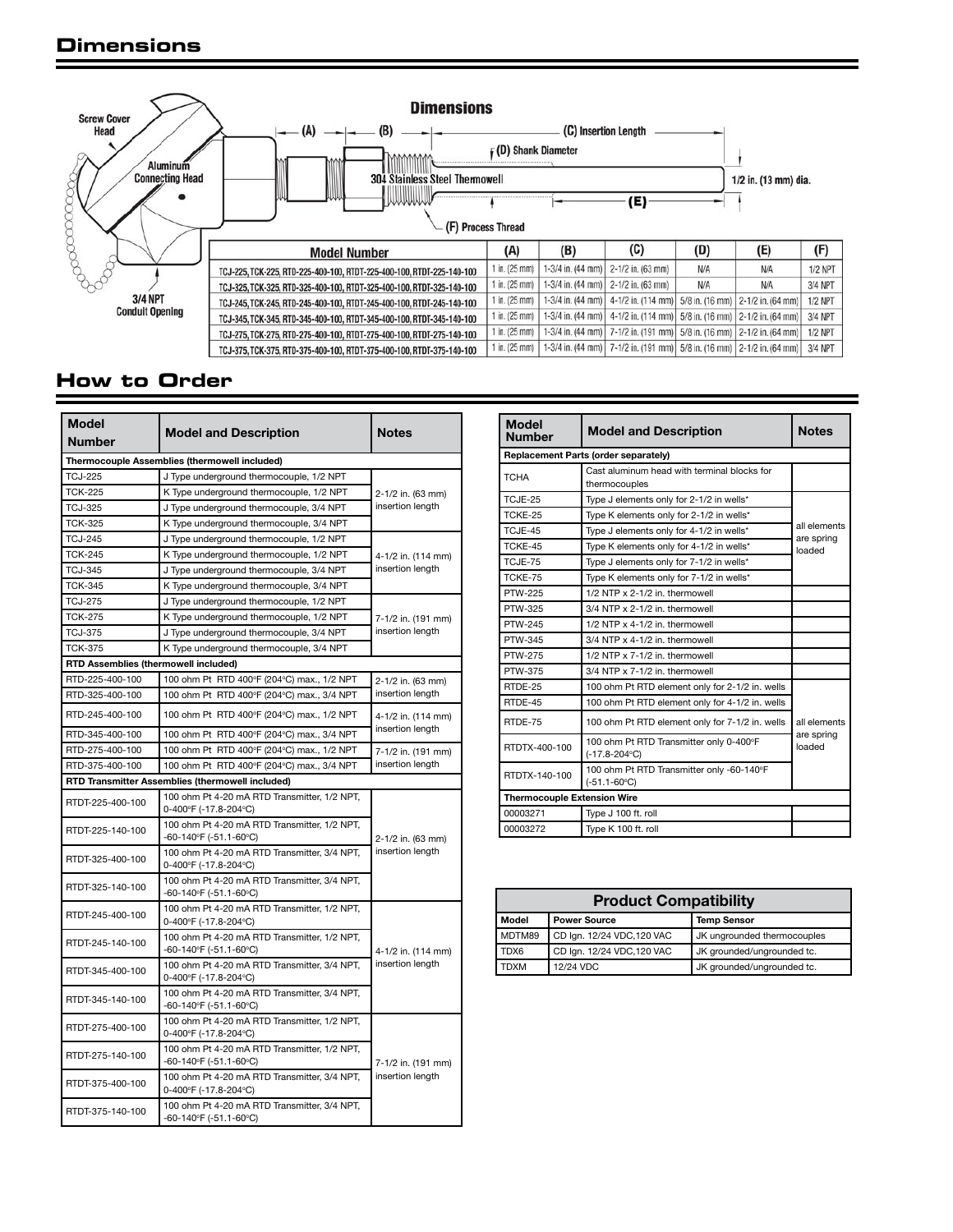## Dimensions

**Dimensions**

Screw Cover Head

Aluminum Connecting Head

3/4 NPT Conduit Opening

(A) (B) (C) Insertion Length

(D) Shank Diameter

304 Stainless Steel Thermowell

(E)

1/2 in. (13 mm) dia.

(F) Process Thread

| Model Number | (A) | (B) | (C) | (D) | (E) | (F) |
|---|---|---|---|---|---|---|
| TCJ-225, TCK-225, RTD-225-400-100, RTDT-225-400-100, RTDT-225-140-100 | 1 in. (25 mm) | 1-3/4 in. (44 mm) | 2-1/2 in. (63 mm) | N/A | N/A | 1/2 NPT |
| TCJ-325, TCK-325, RTD-325-400-100, RTDT-325-400-100, RTDT-325-140-100 | 1 in. (25 mm) | 1-3/4 in. (44 mm) | 2-1/2 in. (63 mm) | N/A | N/A | 3/4 NPT |
| TCJ-245, TCK-245, RTD-245-400-100, RTDT-245-400-100, RTDT-245-140-100 | 1 in. (25 mm) | 1-3/4 in. (44 mm) | 4-1/2 in. (114 mm) | 5/8 in. (16 mm) | 2-1/2 in. (64 mm) | 1/2 NPT |
| TCJ-345, TCK-345, RTD-345-400-100, RTDT-345-400-100, RTDT-345-140-100 | 1 in. (25 mm) | 1-3/4 in. (44 mm) | 4-1/2 in. (114 mm) | 5/8 in. (16 mm) | 2-1/2 in. (64 mm) | 3/4 NPT |
| TCJ-275, TCK-275, RTD-275-400-100, RTDT-275-400-100, RTDT-275-140-100 | 1 in. (25 mm) | 1-3/4 in. (44 mm) | 7-1/2 in. (191 mm) | 5/8 in. (16 mm) | 2-1/2 in. (64 mm) | 1/2 NPT |
| TCJ-375, TCK-375, RTD-375-400-100, RTDT-375-400-100, RTDT-375-140-100 | 1 in. (25 mm) | 1-3/4 in. (44 mm) | 7-1/2 in. (191 mm) | 5/8 in. (16 mm) | 2-1/2 in. (64 mm) | 3/4 NPT |

## How to Order

| Model Number | Model and Description | Notes |
|---|---|---|
| **Thermocouple Assemblies (thermowell included)** | | |
| TCJ-225 | J Type underground thermocouple, 1/2 NPT | 2-1/2 in. (63 mm) insertion length |
| TCK-225 | K Type underground thermocouple, 1/2 NPT | |
| TCJ-325 | J Type underground thermocouple, 3/4 NPT | |
| TCK-325 | K Type underground thermocouple, 3/4 NPT | |
| TCJ-245 | J Type underground thermocouple, 1/2 NPT | 4-1/2 in. (114 mm) insertion length |
| TCK-245 | K Type underground thermocouple, 1/2 NPT | |
| TCJ-345 | J Type underground thermocouple, 3/4 NPT | |
| TCK-345 | K Type underground thermocouple, 3/4 NPT | |
| TCJ-275 | J Type underground thermocouple, 1/2 NPT | 7-1/2 in. (191 mm) insertion length |
| TCK-275 | K Type underground thermocouple, 1/2 NPT | |
| TCJ-375 | J Type underground thermocouple, 3/4 NPT | |
| TCK-375 | K Type underground thermocouple, 3/4 NPT | |
| **RTD Assemblies (thermowell included)** | | |
| RTD-225-400-100 | 100 ohm Pt RTD 400°F (204°C) max., 1/2 NPT | 2-1/2 in. (63 mm) insertion length |
| RTD-325-400-100 | 100 ohm Pt RTD 400°F (204°C) max., 3/4 NPT | |
| RTD-245-400-100 | 100 ohm Pt RTD 400°F (204°C) max., 1/2 NPT | 4-1/2 in. (114 mm) insertion length |
| RTD-345-400-100 | 100 ohm Pt RTD 400°F (204°C) max., 3/4 NPT | |
| RTD-275-400-100 | 100 ohm Pt RTD 400°F (204°C) max., 1/2 NPT | 7-1/2 in. (191 mm) insertion length |
| RTD-375-400-100 | 100 ohm Pt RTD 400°F (204°C) max., 3/4 NPT | |
| **RTD Transmitter Assemblies (thermowell included)** | | |
| RTDT-225-400-100 | 100 ohm Pt 4-20 mA RTD Transmitter, 1/2 NPT, 0-400°F (-17.8-204°C) | 2-1/2 in. (63 mm) insertion length |
| RTDT-225-140-100 | 100 ohm Pt 4-20 mA RTD Transmitter, 1/2 NPT, -60-140°F (-51.1-60°C) | |
| RTDT-325-400-100 | 100 ohm Pt 4-20 mA RTD Transmitter, 3/4 NPT, 0-400°F (-17.8-204°C) | |
| RTDT-325-140-100 | 100 ohm Pt 4-20 mA RTD Transmitter, 3/4 NPT, -60-140°F (-51.1-60°C) | |
| RTDT-245-400-100 | 100 ohm Pt 4-20 mA RTD Transmitter, 1/2 NPT, 0-400°F (-17.8-204°C) | 4-1/2 in. (114 mm) insertion length |
| RTDT-245-140-100 | 100 ohm Pt 4-20 mA RTD Transmitter, 1/2 NPT, -60-140°F (-51.1-60°C) | |
| RTDT-345-400-100 | 100 ohm Pt 4-20 mA RTD Transmitter, 3/4 NPT, 0-400°F (-17.8-204°C) | |
| RTDT-345-140-100 | 100 ohm Pt 4-20 mA RTD Transmitter, 3/4 NPT, -60-140°F (-51.1-60°C) | |
| RTDT-275-400-100 | 100 ohm Pt 4-20 mA RTD Transmitter, 1/2 NPT, 0-400°F (-17.8-204°C) | 7-1/2 in. (191 mm) insertion length |
| RTDT-275-140-100 | 100 ohm Pt 4-20 mA RTD Transmitter, 1/2 NPT, -60-140°F (-51.1-60°C) | |
| RTDT-375-400-100 | 100 ohm Pt 4-20 mA RTD Transmitter, 3/4 NPT, 0-400°F (-17.8-204°C) | |
| RTDT-375-140-100 | 100 ohm Pt 4-20 mA RTD Transmitter, 3/4 NPT, -60-140°F (-51.1-60°C) | |

| Model Number | Model and Description | Notes |
|---|---|---|
| **Replacement Parts (order separately)** | | |
| TCHA | Cast aluminum head with terminal blocks for thermocouples | |
| TCJE-25 | Type J elements only for 2-1/2 in wells* | all elements are spring loaded |
| TCKE-25 | Type K elements only for 2-1/2 in wells* | |
| TCJE-45 | Type J elements only for 4-1/2 in wells* | |
| TCKE-45 | Type K elements only for 4-1/2 in wells* | |
| TCJE-75 | Type J elements only for 7-1/2 in wells* | |
| TCKE-75 | Type K elements only for 7-1/2 in wells* | |
| PTW-225 | 1/2 NTP x 2-1/2 in. thermowell | |
| PTW-325 | 3/4 NTP x 2-1/2 in. thermowell | |
| PTW-245 | 1/2 NTP x 4-1/2 in. thermowell | |
| PTW-345 | 3/4 NTP x 4-1/2 in. thermowell | |
| PTW-275 | 1/2 NTP x 7-1/2 in. thermowell | |
| PTW-375 | 3/4 NTP x 7-1/2 in. thermowell | |
| RTDE-25 | 100 ohm Pt RTD element only for 2-1/2 in. wells | all elements are spring loaded |
| RTDE-45 | 100 ohm Pt RTD element only for 4-1/2 in. wells | |
| RTDE-75 | 100 ohm Pt RTD element only for 7-1/2 in. wells | |
| RTDTX-400-100 | 100 ohm Pt RTD Transmitter only 0-400°F (-17.8-204°C) | |
| RTDTX-140-100 | 100 ohm Pt RTD Transmitter only -60-140°F (-51.1-60°C) | |
| **Thermocouple Extension Wire** | | |
| 00003271 | Type J 100 ft. roll | |
| 00003272 | Type K 100 ft. roll | |

**Product Compatibility**

| Model | Power Source | Temp Sensor |
|---|---|---|
| MDTM89 | CD Ign. 12/24 VDC,120 VAC | JK ungrounded thermocouples |
| TDX6 | CD Ign. 12/24 VDC,120 VAC | JK grounded/ungrounded tc. |
| TDXM | 12/24 VDC | JK grounded/ungrounded tc. |